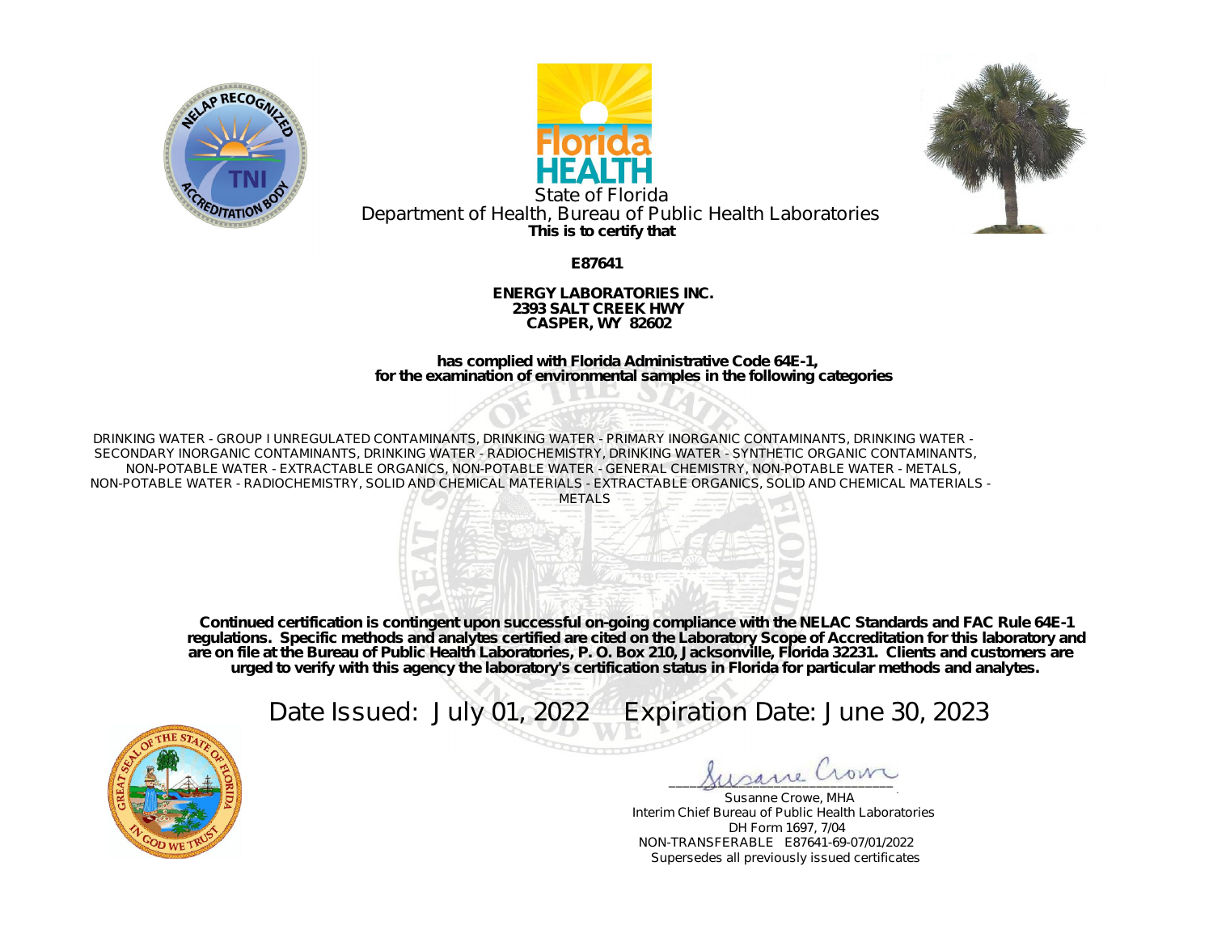State of Florida

Department of Health, Bureau of Public Health Laboratories

**This is to certify that**

**E87641**

**ENERGY LABORATORIES INC.**
**2393 SALT CREEK HWY**
**CASPER, WY 82602**

**has complied with Florida Administrative Code 64E-1,**
**for the examination of environmental samples in the following categories**

DRINKING WATER - GROUP I UNREGULATED CONTAMINANTS, DRINKING WATER - PRIMARY INORGANIC CONTAMINANTS, DRINKING WATER - SECONDARY INORGANIC CONTAMINANTS, DRINKING WATER - RADIOCHEMISTRY, DRINKING WATER - SYNTHETIC ORGANIC CONTAMINANTS, NON-POTABLE WATER - EXTRACTABLE ORGANICS, NON-POTABLE WATER - GENERAL CHEMISTRY, NON-POTABLE WATER - METALS, NON-POTABLE WATER - RADIOCHEMISTRY, SOLID AND CHEMICAL MATERIALS - EXTRACTABLE ORGANICS, SOLID AND CHEMICAL MATERIALS - METALS

**Continued certification is contingent upon successful on-going compliance with the NELAC Standards and FAC Rule 64E-1 regulations. Specific methods and analytes certified are cited on the Laboratory Scope of Accreditation for this laboratory and are on file at the Bureau of Public Health Laboratories, P. O. Box 210, Jacksonville, Florida 32231. Clients and customers are urged to verify with this agency the laboratory's certification status in Florida for particular methods and analytes.**

Date Issued: July 01, 2022 Expiration Date: June 30, 2023

Susanne Crowe, MHA
Interim Chief Bureau of Public Health Laboratories
DH Form 1697, 7/04
NON-TRANSFERABLE E87641-69-07/01/2022
Supersedes all previously issued certificates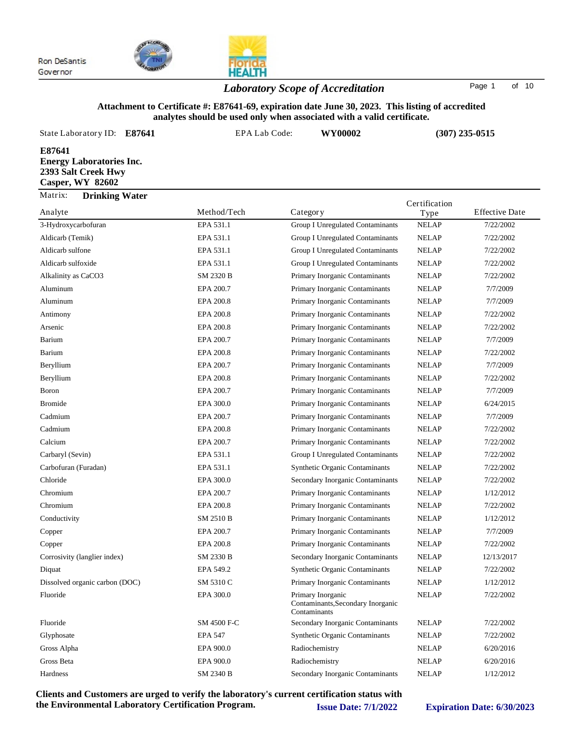Ron DeSantis
Governor

# *Laboratory Scope of Accreditation*

**Attachment to Certificate #: E87641-69, expiration date June 30, 2023. This listing of accredited analytes should be used only when associated with a valid certificate.**

State Laboratory ID: **E87641** EPA Lab Code: **WY00002** **(307) 235-0515**

**E87641**
**Energy Laboratories Inc.**
**2393 Salt Creek Hwy**
**Casper, WY 82602**

Matrix: **Drinking Water**

| Analyte | Method/Tech | Category | Certification Type | Effective Date |
|---|---|---|---|---|
| 3-Hydroxycarbofuran | EPA 531.1 | Group I Unregulated Contaminants | NELAP | 7/22/2002 |
| Aldicarb (Temik) | EPA 531.1 | Group I Unregulated Contaminants | NELAP | 7/22/2002 |
| Aldicarb sulfone | EPA 531.1 | Group I Unregulated Contaminants | NELAP | 7/22/2002 |
| Aldicarb sulfoxide | EPA 531.1 | Group I Unregulated Contaminants | NELAP | 7/22/2002 |
| Alkalinity as CaCO3 | SM 2320 B | Primary Inorganic Contaminants | NELAP | 7/22/2002 |
| Aluminum | EPA 200.7 | Primary Inorganic Contaminants | NELAP | 7/7/2009 |
| Aluminum | EPA 200.8 | Primary Inorganic Contaminants | NELAP | 7/7/2009 |
| Antimony | EPA 200.8 | Primary Inorganic Contaminants | NELAP | 7/22/2002 |
| Arsenic | EPA 200.8 | Primary Inorganic Contaminants | NELAP | 7/22/2002 |
| Barium | EPA 200.7 | Primary Inorganic Contaminants | NELAP | 7/7/2009 |
| Barium | EPA 200.8 | Primary Inorganic Contaminants | NELAP | 7/22/2002 |
| Beryllium | EPA 200.7 | Primary Inorganic Contaminants | NELAP | 7/7/2009 |
| Beryllium | EPA 200.8 | Primary Inorganic Contaminants | NELAP | 7/22/2002 |
| Boron | EPA 200.7 | Primary Inorganic Contaminants | NELAP | 7/7/2009 |
| Bromide | EPA 300.0 | Primary Inorganic Contaminants | NELAP | 6/24/2015 |
| Cadmium | EPA 200.7 | Primary Inorganic Contaminants | NELAP | 7/7/2009 |
| Cadmium | EPA 200.8 | Primary Inorganic Contaminants | NELAP | 7/22/2002 |
| Calcium | EPA 200.7 | Primary Inorganic Contaminants | NELAP | 7/22/2002 |
| Carbaryl (Sevin) | EPA 531.1 | Group I Unregulated Contaminants | NELAP | 7/22/2002 |
| Carbofuran (Furadan) | EPA 531.1 | Synthetic Organic Contaminants | NELAP | 7/22/2002 |
| Chloride | EPA 300.0 | Secondary Inorganic Contaminants | NELAP | 7/22/2002 |
| Chromium | EPA 200.7 | Primary Inorganic Contaminants | NELAP | 1/12/2012 |
| Chromium | EPA 200.8 | Primary Inorganic Contaminants | NELAP | 7/22/2002 |
| Conductivity | SM 2510 B | Primary Inorganic Contaminants | NELAP | 1/12/2012 |
| Copper | EPA 200.7 | Primary Inorganic Contaminants | NELAP | 7/7/2009 |
| Copper | EPA 200.8 | Primary Inorganic Contaminants | NELAP | 7/22/2002 |
| Corrosivity (langlier index) | SM 2330 B | Secondary Inorganic Contaminants | NELAP | 12/13/2017 |
| Diquat | EPA 549.2 | Synthetic Organic Contaminants | NELAP | 7/22/2002 |
| Dissolved organic carbon (DOC) | SM 5310 C | Primary Inorganic Contaminants | NELAP | 1/12/2012 |
| Fluoride | EPA 300.0 | Primary Inorganic Contaminants,Secondary Inorganic Contaminants | NELAP | 7/22/2002 |
| Fluoride | SM 4500 F-C | Secondary Inorganic Contaminants | NELAP | 7/22/2002 |
| Glyphosate | EPA 547 | Synthetic Organic Contaminants | NELAP | 7/22/2002 |
| Gross Alpha | EPA 900.0 | Radiochemistry | NELAP | 6/20/2016 |
| Gross Beta | EPA 900.0 | Radiochemistry | NELAP | 6/20/2016 |
| Hardness | SM 2340 B | Secondary Inorganic Contaminants | NELAP | 1/12/2012 |

**Clients and Customers are urged to verify the laboratory's current certification status with the Environmental Laboratory Certification Program.** **Issue Date: 7/1/2022** **Expiration Date: 6/30/2023**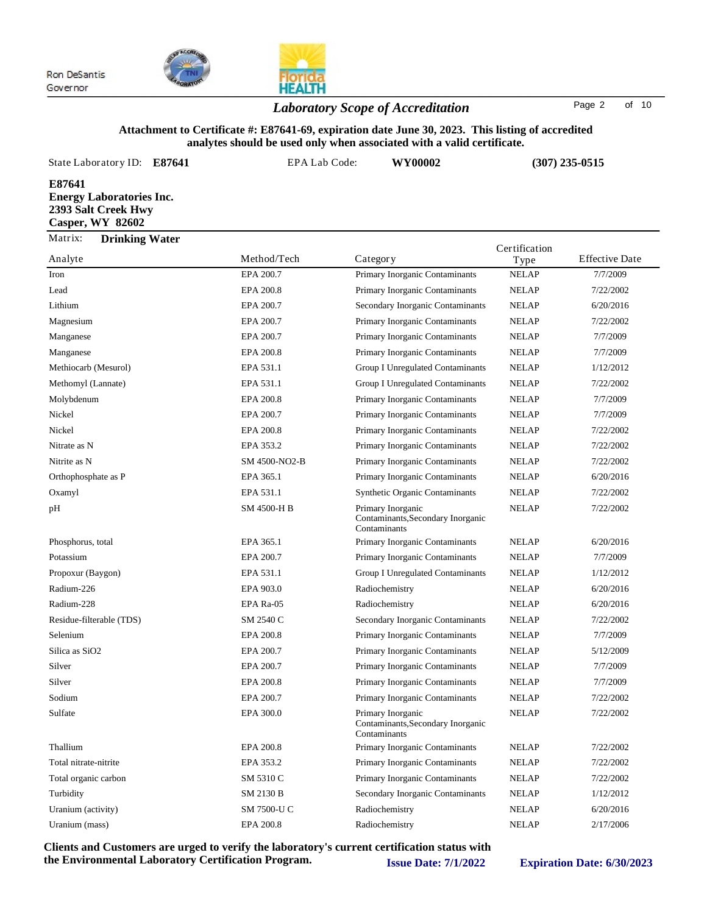Ron DeSantis
Governor

## *Laboratory Scope of Accreditation*

**Attachment to Certificate #: E87641-69, expiration date June 30, 2023. This listing of accredited analytes should be used only when associated with a valid certificate.**

State Laboratory ID: **E87641** EPA Lab Code: **WY00002** **(307) 235-0515**

**E87641**
**Energy Laboratories Inc.**
**2393 Salt Creek Hwy**
**Casper, WY 82602**

Matrix: **Drinking Water**

| Analyte | Method/Tech | Category | Certification Type | Effective Date |
|---|---|---|---|---|
| Iron | EPA 200.7 | Primary Inorganic Contaminants | NELAP | 7/7/2009 |
| Lead | EPA 200.8 | Primary Inorganic Contaminants | NELAP | 7/22/2002 |
| Lithium | EPA 200.7 | Secondary Inorganic Contaminants | NELAP | 6/20/2016 |
| Magnesium | EPA 200.7 | Primary Inorganic Contaminants | NELAP | 7/22/2002 |
| Manganese | EPA 200.7 | Primary Inorganic Contaminants | NELAP | 7/7/2009 |
| Manganese | EPA 200.8 | Primary Inorganic Contaminants | NELAP | 7/7/2009 |
| Methiocarb (Mesurol) | EPA 531.1 | Group I Unregulated Contaminants | NELAP | 1/12/2012 |
| Methomyl (Lannate) | EPA 531.1 | Group I Unregulated Contaminants | NELAP | 7/22/2002 |
| Molybdenum | EPA 200.8 | Primary Inorganic Contaminants | NELAP | 7/7/2009 |
| Nickel | EPA 200.7 | Primary Inorganic Contaminants | NELAP | 7/7/2009 |
| Nickel | EPA 200.8 | Primary Inorganic Contaminants | NELAP | 7/22/2002 |
| Nitrate as N | EPA 353.2 | Primary Inorganic Contaminants | NELAP | 7/22/2002 |
| Nitrite as N | SM 4500-NO2-B | Primary Inorganic Contaminants | NELAP | 7/22/2002 |
| Orthophosphate as P | EPA 365.1 | Primary Inorganic Contaminants | NELAP | 6/20/2016 |
| Oxamyl | EPA 531.1 | Synthetic Organic Contaminants | NELAP | 7/22/2002 |
| pH | SM 4500-H B | Primary Inorganic Contaminants,Secondary Inorganic Contaminants | NELAP | 7/22/2002 |
| Phosphorus, total | EPA 365.1 | Primary Inorganic Contaminants | NELAP | 6/20/2016 |
| Potassium | EPA 200.7 | Primary Inorganic Contaminants | NELAP | 7/7/2009 |
| Propoxur (Baygon) | EPA 531.1 | Group I Unregulated Contaminants | NELAP | 1/12/2012 |
| Radium-226 | EPA 903.0 | Radiochemistry | NELAP | 6/20/2016 |
| Radium-228 | EPA Ra-05 | Radiochemistry | NELAP | 6/20/2016 |
| Residue-filterable (TDS) | SM 2540 C | Secondary Inorganic Contaminants | NELAP | 7/22/2002 |
| Selenium | EPA 200.8 | Primary Inorganic Contaminants | NELAP | 7/7/2009 |
| Silica as SiO2 | EPA 200.7 | Primary Inorganic Contaminants | NELAP | 5/12/2009 |
| Silver | EPA 200.7 | Primary Inorganic Contaminants | NELAP | 7/7/2009 |
| Silver | EPA 200.8 | Primary Inorganic Contaminants | NELAP | 7/7/2009 |
| Sodium | EPA 200.7 | Primary Inorganic Contaminants | NELAP | 7/22/2002 |
| Sulfate | EPA 300.0 | Primary Inorganic Contaminants,Secondary Inorganic Contaminants | NELAP | 7/22/2002 |
| Thallium | EPA 200.8 | Primary Inorganic Contaminants | NELAP | 7/22/2002 |
| Total nitrate-nitrite | EPA 353.2 | Primary Inorganic Contaminants | NELAP | 7/22/2002 |
| Total organic carbon | SM 5310 C | Primary Inorganic Contaminants | NELAP | 7/22/2002 |
| Turbidity | SM 2130 B | Secondary Inorganic Contaminants | NELAP | 1/12/2012 |
| Uranium (activity) | SM 7500-U C | Radiochemistry | NELAP | 6/20/2016 |
| Uranium (mass) | EPA 200.8 | Radiochemistry | NELAP | 2/17/2006 |

**Clients and Customers are urged to verify the laboratory's current certification status with the Environmental Laboratory Certification Program.** **Issue Date: 7/1/2022** **Expiration Date: 6/30/2023**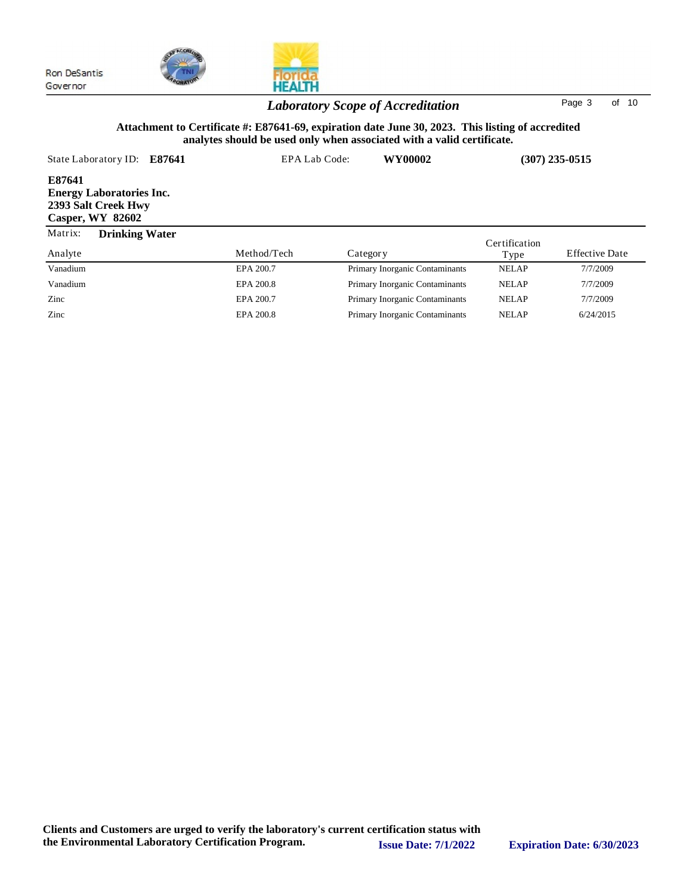Ron DeSantis
Governor

## *Laboratory Scope of Accreditation*

**Attachment to Certificate #: E87641-69, expiration date June 30, 2023. This listing of accredited analytes should be used only when associated with a valid certificate.**

State Laboratory ID: **E87641** EPA Lab Code: **WY00002** **(307) 235-0515**

**E87641**
**Energy Laboratories Inc.**
**2393 Salt Creek Hwy**
**Casper, WY 82602**

Matrix: **Drinking Water**

| Analyte | Method/Tech | Category | Certification Type | Effective Date |
|---|---|---|---|---|
| Vanadium | EPA 200.7 | Primary Inorganic Contaminants | NELAP | 7/7/2009 |
| Vanadium | EPA 200.8 | Primary Inorganic Contaminants | NELAP | 7/7/2009 |
| Zinc | EPA 200.7 | Primary Inorganic Contaminants | NELAP | 7/7/2009 |
| Zinc | EPA 200.8 | Primary Inorganic Contaminants | NELAP | 6/24/2015 |

**Clients and Customers are urged to verify the laboratory's current certification status with the Environmental Laboratory Certification Program.** **Issue Date: 7/1/2022** **Expiration Date: 6/30/2023**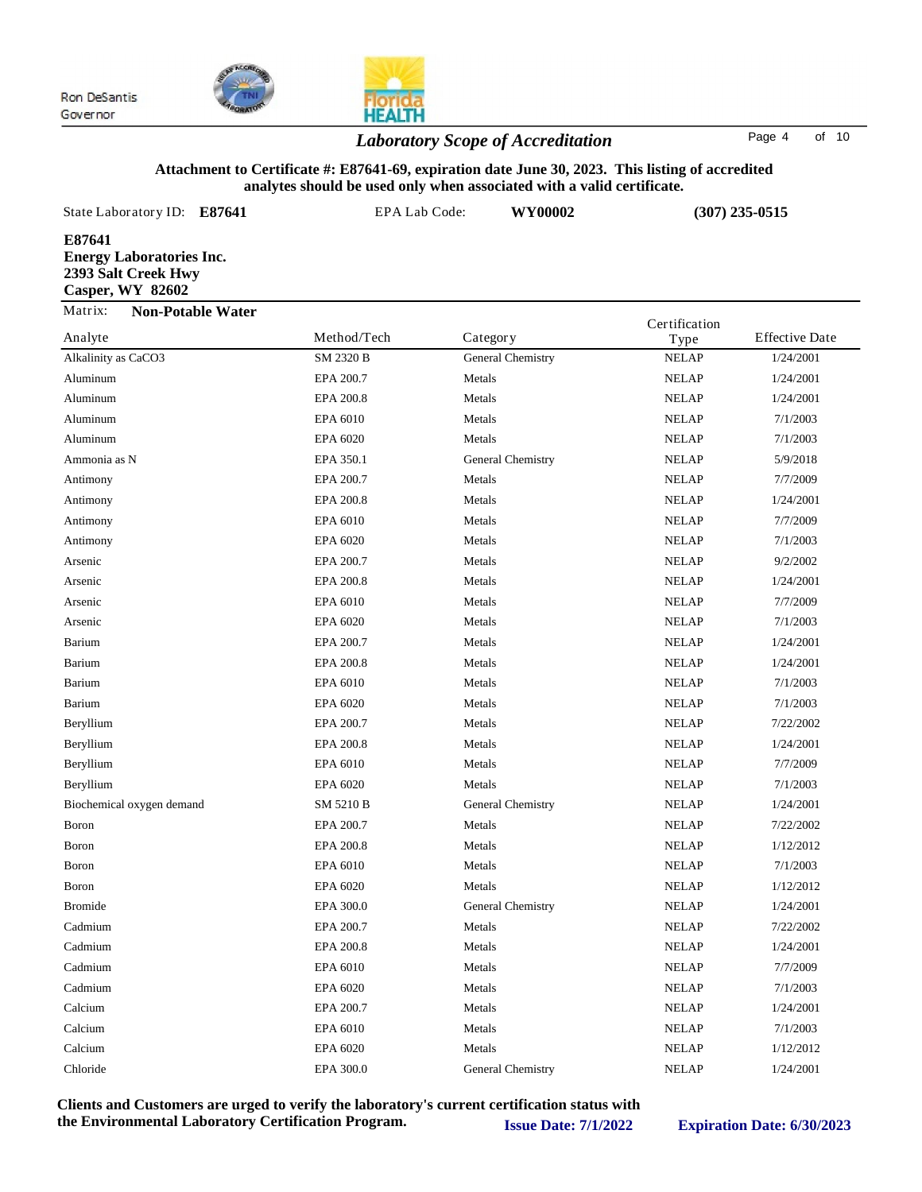Ron DeSantis
Governor

## *Laboratory Scope of Accreditation*

**Attachment to Certificate #: E87641-69, expiration date June 30, 2023. This listing of accredited analytes should be used only when associated with a valid certificate.**

State Laboratory ID: **E87641** EPA Lab Code: **WY00002** **(307) 235-0515**

**E87641**
**Energy Laboratories Inc.**
**2393 Salt Creek Hwy**
**Casper, WY 82602**

Matrix: **Non-Potable Water**

| Analyte | Method/Tech | Category | Certification Type | Effective Date |
|---|---|---|---|---|
| Alkalinity as CaCO3 | SM 2320 B | General Chemistry | NELAP | 1/24/2001 |
| Aluminum | EPA 200.7 | Metals | NELAP | 1/24/2001 |
| Aluminum | EPA 200.8 | Metals | NELAP | 1/24/2001 |
| Aluminum | EPA 6010 | Metals | NELAP | 7/1/2003 |
| Aluminum | EPA 6020 | Metals | NELAP | 7/1/2003 |
| Ammonia as N | EPA 350.1 | General Chemistry | NELAP | 5/9/2018 |
| Antimony | EPA 200.7 | Metals | NELAP | 7/7/2009 |
| Antimony | EPA 200.8 | Metals | NELAP | 1/24/2001 |
| Antimony | EPA 6010 | Metals | NELAP | 7/7/2009 |
| Antimony | EPA 6020 | Metals | NELAP | 7/1/2003 |
| Arsenic | EPA 200.7 | Metals | NELAP | 9/2/2002 |
| Arsenic | EPA 200.8 | Metals | NELAP | 1/24/2001 |
| Arsenic | EPA 6010 | Metals | NELAP | 7/7/2009 |
| Arsenic | EPA 6020 | Metals | NELAP | 7/1/2003 |
| Barium | EPA 200.7 | Metals | NELAP | 1/24/2001 |
| Barium | EPA 200.8 | Metals | NELAP | 1/24/2001 |
| Barium | EPA 6010 | Metals | NELAP | 7/1/2003 |
| Barium | EPA 6020 | Metals | NELAP | 7/1/2003 |
| Beryllium | EPA 200.7 | Metals | NELAP | 7/22/2002 |
| Beryllium | EPA 200.8 | Metals | NELAP | 1/24/2001 |
| Beryllium | EPA 6010 | Metals | NELAP | 7/7/2009 |
| Beryllium | EPA 6020 | Metals | NELAP | 7/1/2003 |
| Biochemical oxygen demand | SM 5210 B | General Chemistry | NELAP | 1/24/2001 |
| Boron | EPA 200.7 | Metals | NELAP | 7/22/2002 |
| Boron | EPA 200.8 | Metals | NELAP | 1/12/2012 |
| Boron | EPA 6010 | Metals | NELAP | 7/1/2003 |
| Boron | EPA 6020 | Metals | NELAP | 1/12/2012 |
| Bromide | EPA 300.0 | General Chemistry | NELAP | 1/24/2001 |
| Cadmium | EPA 200.7 | Metals | NELAP | 7/22/2002 |
| Cadmium | EPA 200.8 | Metals | NELAP | 1/24/2001 |
| Cadmium | EPA 6010 | Metals | NELAP | 7/7/2009 |
| Cadmium | EPA 6020 | Metals | NELAP | 7/1/2003 |
| Calcium | EPA 200.7 | Metals | NELAP | 1/24/2001 |
| Calcium | EPA 6010 | Metals | NELAP | 7/1/2003 |
| Calcium | EPA 6020 | Metals | NELAP | 1/12/2012 |
| Chloride | EPA 300.0 | General Chemistry | NELAP | 1/24/2001 |

**Clients and Customers are urged to verify the laboratory's current certification status with the Environmental Laboratory Certification Program.** **Issue Date: 7/1/2022** **Expiration Date: 6/30/2023**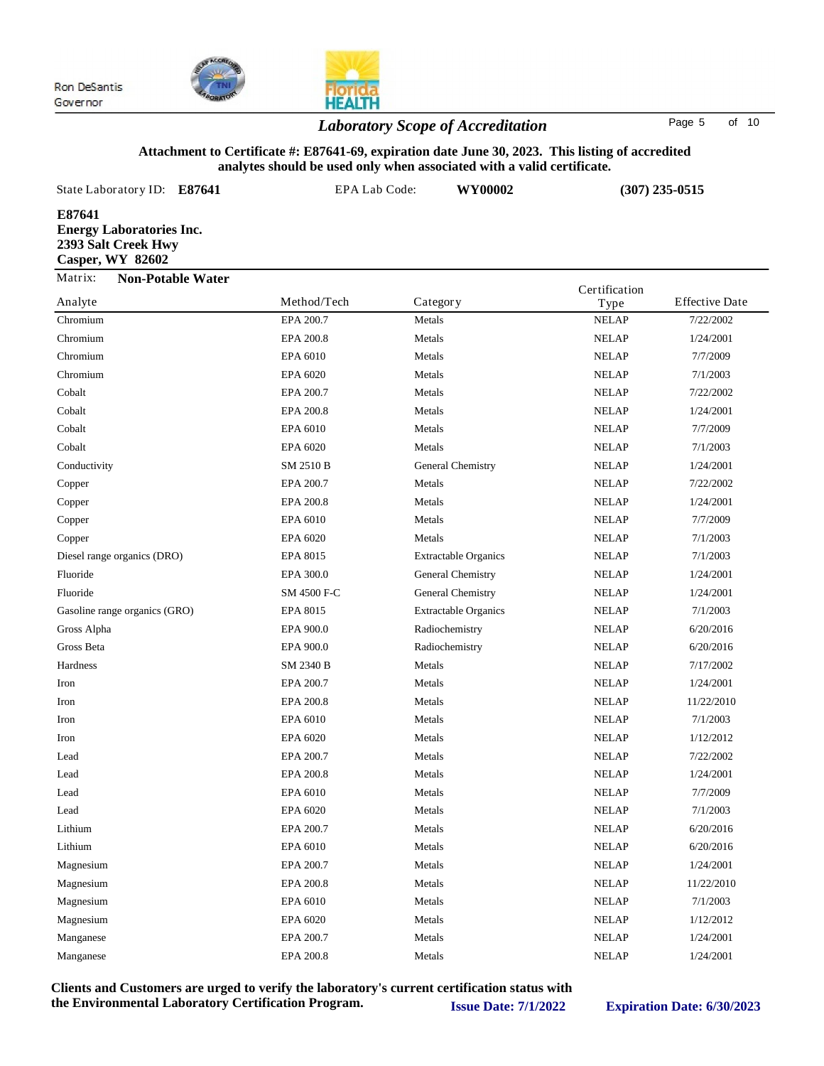Ron DeSantis
Governor

## Laboratory Scope of Accreditation

**Attachment to Certificate #: E87641-69, expiration date June 30, 2023. This listing of accredited analytes should be used only when associated with a valid certificate.**

State Laboratory ID: **E87641** EPA Lab Code: **WY00002** **(307) 235-0515**

**E87641**
**Energy Laboratories Inc.**
**2393 Salt Creek Hwy**
**Casper, WY 82602**

Matrix: **Non-Potable Water**

| Analyte | Method/Tech | Category | Certification Type | Effective Date |
|---|---|---|---|---|
| Chromium | EPA 200.7 | Metals | NELAP | 7/22/2002 |
| Chromium | EPA 200.8 | Metals | NELAP | 1/24/2001 |
| Chromium | EPA 6010 | Metals | NELAP | 7/7/2009 |
| Chromium | EPA 6020 | Metals | NELAP | 7/1/2003 |
| Cobalt | EPA 200.7 | Metals | NELAP | 7/22/2002 |
| Cobalt | EPA 200.8 | Metals | NELAP | 1/24/2001 |
| Cobalt | EPA 6010 | Metals | NELAP | 7/7/2009 |
| Cobalt | EPA 6020 | Metals | NELAP | 7/1/2003 |
| Conductivity | SM 2510 B | General Chemistry | NELAP | 1/24/2001 |
| Copper | EPA 200.7 | Metals | NELAP | 7/22/2002 |
| Copper | EPA 200.8 | Metals | NELAP | 1/24/2001 |
| Copper | EPA 6010 | Metals | NELAP | 7/7/2009 |
| Copper | EPA 6020 | Metals | NELAP | 7/1/2003 |
| Diesel range organics (DRO) | EPA 8015 | Extractable Organics | NELAP | 7/1/2003 |
| Fluoride | EPA 300.0 | General Chemistry | NELAP | 1/24/2001 |
| Fluoride | SM 4500 F-C | General Chemistry | NELAP | 1/24/2001 |
| Gasoline range organics (GRO) | EPA 8015 | Extractable Organics | NELAP | 7/1/2003 |
| Gross Alpha | EPA 900.0 | Radiochemistry | NELAP | 6/20/2016 |
| Gross Beta | EPA 900.0 | Radiochemistry | NELAP | 6/20/2016 |
| Hardness | SM 2340 B | Metals | NELAP | 7/17/2002 |
| Iron | EPA 200.7 | Metals | NELAP | 1/24/2001 |
| Iron | EPA 200.8 | Metals | NELAP | 11/22/2010 |
| Iron | EPA 6010 | Metals | NELAP | 7/1/2003 |
| Iron | EPA 6020 | Metals | NELAP | 1/12/2012 |
| Lead | EPA 200.7 | Metals | NELAP | 7/22/2002 |
| Lead | EPA 200.8 | Metals | NELAP | 1/24/2001 |
| Lead | EPA 6010 | Metals | NELAP | 7/7/2009 |
| Lead | EPA 6020 | Metals | NELAP | 7/1/2003 |
| Lithium | EPA 200.7 | Metals | NELAP | 6/20/2016 |
| Lithium | EPA 6010 | Metals | NELAP | 6/20/2016 |
| Magnesium | EPA 200.7 | Metals | NELAP | 1/24/2001 |
| Magnesium | EPA 200.8 | Metals | NELAP | 11/22/2010 |
| Magnesium | EPA 6010 | Metals | NELAP | 7/1/2003 |
| Magnesium | EPA 6020 | Metals | NELAP | 1/12/2012 |
| Manganese | EPA 200.7 | Metals | NELAP | 1/24/2001 |
| Manganese | EPA 200.8 | Metals | NELAP | 1/24/2001 |

**Clients and Customers are urged to verify the laboratory's current certification status with the Environmental Laboratory Certification Program.**

**Issue Date: 7/1/2022** **Expiration Date: 6/30/2023**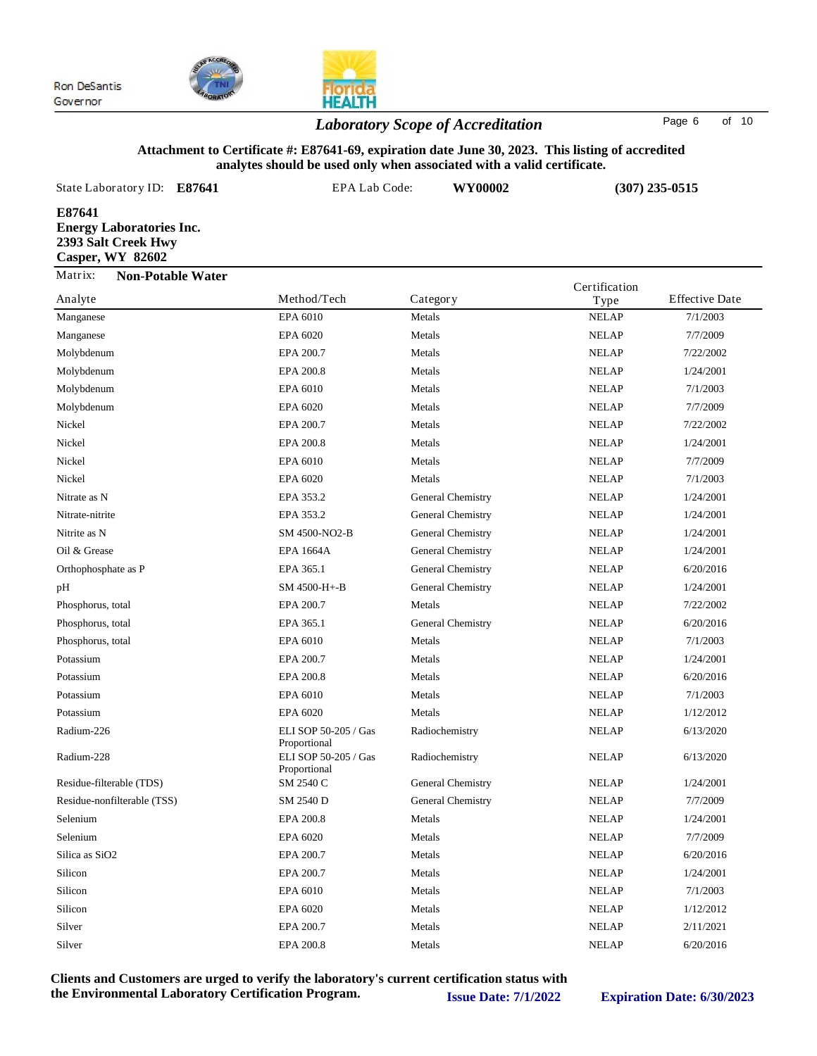Ron DeSantis
Governor

## *Laboratory Scope of Accreditation*

**Attachment to Certificate #: E87641-69, expiration date June 30, 2023. This listing of accredited analytes should be used only when associated with a valid certificate.**

State Laboratory ID: **E87641** EPA Lab Code: **WY00002** **(307) 235-0515**

**E87641**
**Energy Laboratories Inc.**
**2393 Salt Creek Hwy**
**Casper, WY 82602**

Matrix: **Non-Potable Water**

| Analyte | Method/Tech | Category | Certification Type | Effective Date |
|---|---|---|---|---|
| Manganese | EPA 6010 | Metals | NELAP | 7/1/2003 |
| Manganese | EPA 6020 | Metals | NELAP | 7/7/2009 |
| Molybdenum | EPA 200.7 | Metals | NELAP | 7/22/2002 |
| Molybdenum | EPA 200.8 | Metals | NELAP | 1/24/2001 |
| Molybdenum | EPA 6010 | Metals | NELAP | 7/1/2003 |
| Molybdenum | EPA 6020 | Metals | NELAP | 7/7/2009 |
| Nickel | EPA 200.7 | Metals | NELAP | 7/22/2002 |
| Nickel | EPA 200.8 | Metals | NELAP | 1/24/2001 |
| Nickel | EPA 6010 | Metals | NELAP | 7/7/2009 |
| Nickel | EPA 6020 | Metals | NELAP | 7/1/2003 |
| Nitrate as N | EPA 353.2 | General Chemistry | NELAP | 1/24/2001 |
| Nitrate-nitrite | EPA 353.2 | General Chemistry | NELAP | 1/24/2001 |
| Nitrite as N | SM 4500-NO2-B | General Chemistry | NELAP | 1/24/2001 |
| Oil & Grease | EPA 1664A | General Chemistry | NELAP | 1/24/2001 |
| Orthophosphate as P | EPA 365.1 | General Chemistry | NELAP | 6/20/2016 |
| pH | SM 4500-H+-B | General Chemistry | NELAP | 1/24/2001 |
| Phosphorus, total | EPA 200.7 | Metals | NELAP | 7/22/2002 |
| Phosphorus, total | EPA 365.1 | General Chemistry | NELAP | 6/20/2016 |
| Phosphorus, total | EPA 6010 | Metals | NELAP | 7/1/2003 |
| Potassium | EPA 200.7 | Metals | NELAP | 1/24/2001 |
| Potassium | EPA 200.8 | Metals | NELAP | 6/20/2016 |
| Potassium | EPA 6010 | Metals | NELAP | 7/1/2003 |
| Potassium | EPA 6020 | Metals | NELAP | 1/12/2012 |
| Radium-226 | ELI SOP 50-205 / Gas Proportional | Radiochemistry | NELAP | 6/13/2020 |
| Radium-228 | ELI SOP 50-205 / Gas Proportional | Radiochemistry | NELAP | 6/13/2020 |
| Residue-filterable (TDS) | SM 2540 C | General Chemistry | NELAP | 1/24/2001 |
| Residue-nonfilterable (TSS) | SM 2540 D | General Chemistry | NELAP | 7/7/2009 |
| Selenium | EPA 200.8 | Metals | NELAP | 1/24/2001 |
| Selenium | EPA 6020 | Metals | NELAP | 7/7/2009 |
| Silica as SiO2 | EPA 200.7 | Metals | NELAP | 6/20/2016 |
| Silicon | EPA 200.7 | Metals | NELAP | 1/24/2001 |
| Silicon | EPA 6010 | Metals | NELAP | 7/1/2003 |
| Silicon | EPA 6020 | Metals | NELAP | 1/12/2012 |
| Silver | EPA 200.7 | Metals | NELAP | 2/11/2021 |
| Silver | EPA 200.8 | Metals | NELAP | 6/20/2016 |

**Clients and Customers are urged to verify the laboratory's current certification status with the Environmental Laboratory Certification Program.**

**Issue Date: 7/1/2022** **Expiration Date: 6/30/2023**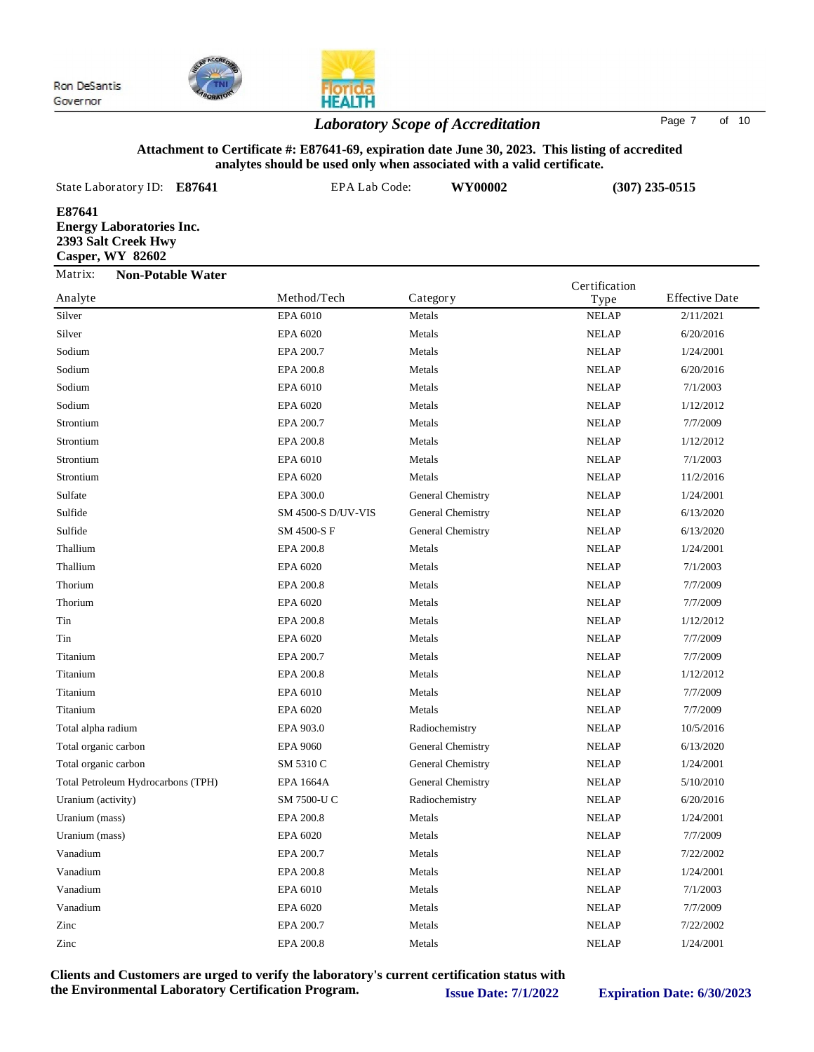Ron DeSantis
Governor

## *Laboratory Scope of Accreditation*

**Attachment to Certificate #: E87641-69, expiration date June 30, 2023. This listing of accredited analytes should be used only when associated with a valid certificate.**

State Laboratory ID: **E87641** EPA Lab Code: **WY00002** **(307) 235-0515**

**E87641**
**Energy Laboratories Inc.**
**2393 Salt Creek Hwy**
**Casper, WY 82602**

Matrix: **Non-Potable Water**

| Analyte | Method/Tech | Category | Certification Type | Effective Date |
|---|---|---|---|---|
| Silver | EPA 6010 | Metals | NELAP | 2/11/2021 |
| Silver | EPA 6020 | Metals | NELAP | 6/20/2016 |
| Sodium | EPA 200.7 | Metals | NELAP | 1/24/2001 |
| Sodium | EPA 200.8 | Metals | NELAP | 6/20/2016 |
| Sodium | EPA 6010 | Metals | NELAP | 7/1/2003 |
| Sodium | EPA 6020 | Metals | NELAP | 1/12/2012 |
| Strontium | EPA 200.7 | Metals | NELAP | 7/7/2009 |
| Strontium | EPA 200.8 | Metals | NELAP | 1/12/2012 |
| Strontium | EPA 6010 | Metals | NELAP | 7/1/2003 |
| Strontium | EPA 6020 | Metals | NELAP | 11/2/2016 |
| Sulfate | EPA 300.0 | General Chemistry | NELAP | 1/24/2001 |
| Sulfide | SM 4500-S D/UV-VIS | General Chemistry | NELAP | 6/13/2020 |
| Sulfide | SM 4500-S F | General Chemistry | NELAP | 6/13/2020 |
| Thallium | EPA 200.8 | Metals | NELAP | 1/24/2001 |
| Thallium | EPA 6020 | Metals | NELAP | 7/1/2003 |
| Thorium | EPA 200.8 | Metals | NELAP | 7/7/2009 |
| Thorium | EPA 6020 | Metals | NELAP | 7/7/2009 |
| Tin | EPA 200.8 | Metals | NELAP | 1/12/2012 |
| Tin | EPA 6020 | Metals | NELAP | 7/7/2009 |
| Titanium | EPA 200.7 | Metals | NELAP | 7/7/2009 |
| Titanium | EPA 200.8 | Metals | NELAP | 1/12/2012 |
| Titanium | EPA 6010 | Metals | NELAP | 7/7/2009 |
| Titanium | EPA 6020 | Metals | NELAP | 7/7/2009 |
| Total alpha radium | EPA 903.0 | Radiochemistry | NELAP | 10/5/2016 |
| Total organic carbon | EPA 9060 | General Chemistry | NELAP | 6/13/2020 |
| Total organic carbon | SM 5310 C | General Chemistry | NELAP | 1/24/2001 |
| Total Petroleum Hydrocarbons (TPH) | EPA 1664A | General Chemistry | NELAP | 5/10/2010 |
| Uranium (activity) | SM 7500-U C | Radiochemistry | NELAP | 6/20/2016 |
| Uranium (mass) | EPA 200.8 | Metals | NELAP | 1/24/2001 |
| Uranium (mass) | EPA 6020 | Metals | NELAP | 7/7/2009 |
| Vanadium | EPA 200.7 | Metals | NELAP | 7/22/2002 |
| Vanadium | EPA 200.8 | Metals | NELAP | 1/24/2001 |
| Vanadium | EPA 6010 | Metals | NELAP | 7/1/2003 |
| Vanadium | EPA 6020 | Metals | NELAP | 7/7/2009 |
| Zinc | EPA 200.7 | Metals | NELAP | 7/22/2002 |
| Zinc | EPA 200.8 | Metals | NELAP | 1/24/2001 |

**Clients and Customers are urged to verify the laboratory's current certification status with the Environmental Laboratory Certification Program.**

**Issue Date: 7/1/2022** **Expiration Date: 6/30/2023**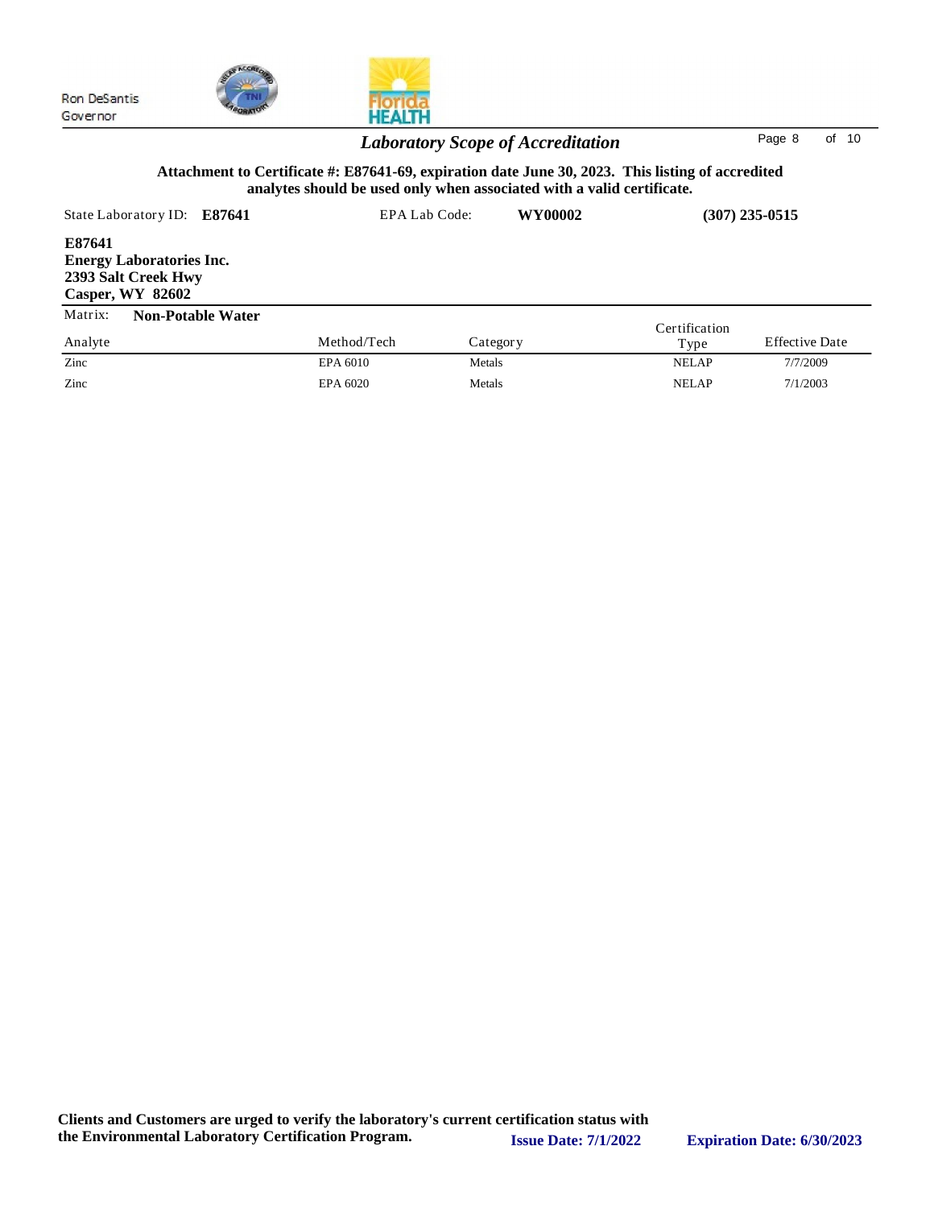Ron DeSantis
Governor

## *Laboratory Scope of Accreditation*

**Attachment to Certificate #: E87641-69, expiration date June 30, 2023. This listing of accredited analytes should be used only when associated with a valid certificate.**

State Laboratory ID: **E87641** EPA Lab Code: **WY00002** **(307) 235-0515**

**E87641**
**Energy Laboratories Inc.**
**2393 Salt Creek Hwy**
**Casper, WY 82602**

Matrix: **Non-Potable Water**

| Analyte | Method/Tech | Category | Certification Type | Effective Date |
|---|---|---|---|---|
| Zinc | EPA 6010 | Metals | NELAP | 7/7/2009 |
| Zinc | EPA 6020 | Metals | NELAP | 7/1/2003 |

**Clients and Customers are urged to verify the laboratory's current certification status with the Environmental Laboratory Certification Program.** **Issue Date: 7/1/2022** **Expiration Date: 6/30/2023**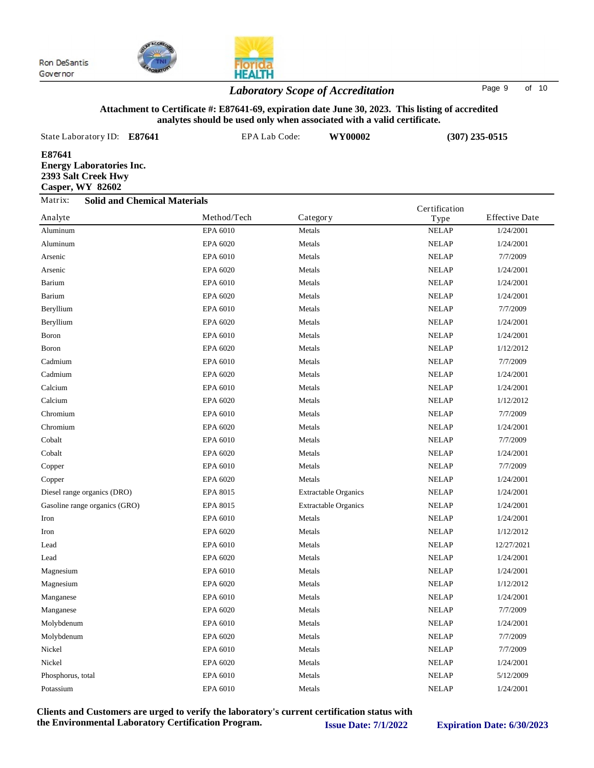Ron DeSantis
Governor

## *Laboratory Scope of Accreditation*

**Attachment to Certificate #: E87641-69, expiration date June 30, 2023. This listing of accredited analytes should be used only when associated with a valid certificate.**

State Laboratory ID: **E87641** EPA Lab Code: **WY00002** **(307) 235-0515**

**E87641**
**Energy Laboratories Inc.**
**2393 Salt Creek Hwy**
**Casper, WY 82602**

Matrix: **Solid and Chemical Materials**

| Analyte | Method/Tech | Category | Certification Type | Effective Date |
|---|---|---|---|---|
| Aluminum | EPA 6010 | Metals | NELAP | 1/24/2001 |
| Aluminum | EPA 6020 | Metals | NELAP | 1/24/2001 |
| Arsenic | EPA 6010 | Metals | NELAP | 7/7/2009 |
| Arsenic | EPA 6020 | Metals | NELAP | 1/24/2001 |
| Barium | EPA 6010 | Metals | NELAP | 1/24/2001 |
| Barium | EPA 6020 | Metals | NELAP | 1/24/2001 |
| Beryllium | EPA 6010 | Metals | NELAP | 7/7/2009 |
| Beryllium | EPA 6020 | Metals | NELAP | 1/24/2001 |
| Boron | EPA 6010 | Metals | NELAP | 1/24/2001 |
| Boron | EPA 6020 | Metals | NELAP | 1/12/2012 |
| Cadmium | EPA 6010 | Metals | NELAP | 7/7/2009 |
| Cadmium | EPA 6020 | Metals | NELAP | 1/24/2001 |
| Calcium | EPA 6010 | Metals | NELAP | 1/24/2001 |
| Calcium | EPA 6020 | Metals | NELAP | 1/12/2012 |
| Chromium | EPA 6010 | Metals | NELAP | 7/7/2009 |
| Chromium | EPA 6020 | Metals | NELAP | 1/24/2001 |
| Cobalt | EPA 6010 | Metals | NELAP | 7/7/2009 |
| Cobalt | EPA 6020 | Metals | NELAP | 1/24/2001 |
| Copper | EPA 6010 | Metals | NELAP | 7/7/2009 |
| Copper | EPA 6020 | Metals | NELAP | 1/24/2001 |
| Diesel range organics (DRO) | EPA 8015 | Extractable Organics | NELAP | 1/24/2001 |
| Gasoline range organics (GRO) | EPA 8015 | Extractable Organics | NELAP | 1/24/2001 |
| Iron | EPA 6010 | Metals | NELAP | 1/24/2001 |
| Iron | EPA 6020 | Metals | NELAP | 1/12/2012 |
| Lead | EPA 6010 | Metals | NELAP | 12/27/2021 |
| Lead | EPA 6020 | Metals | NELAP | 1/24/2001 |
| Magnesium | EPA 6010 | Metals | NELAP | 1/24/2001 |
| Magnesium | EPA 6020 | Metals | NELAP | 1/12/2012 |
| Manganese | EPA 6010 | Metals | NELAP | 1/24/2001 |
| Manganese | EPA 6020 | Metals | NELAP | 7/7/2009 |
| Molybdenum | EPA 6010 | Metals | NELAP | 1/24/2001 |
| Molybdenum | EPA 6020 | Metals | NELAP | 7/7/2009 |
| Nickel | EPA 6010 | Metals | NELAP | 7/7/2009 |
| Nickel | EPA 6020 | Metals | NELAP | 1/24/2001 |
| Phosphorus, total | EPA 6010 | Metals | NELAP | 5/12/2009 |
| Potassium | EPA 6010 | Metals | NELAP | 1/24/2001 |

**Clients and Customers are urged to verify the laboratory's current certification status with the Environmental Laboratory Certification Program.**

**Issue Date: 7/1/2022** **Expiration Date: 6/30/2023**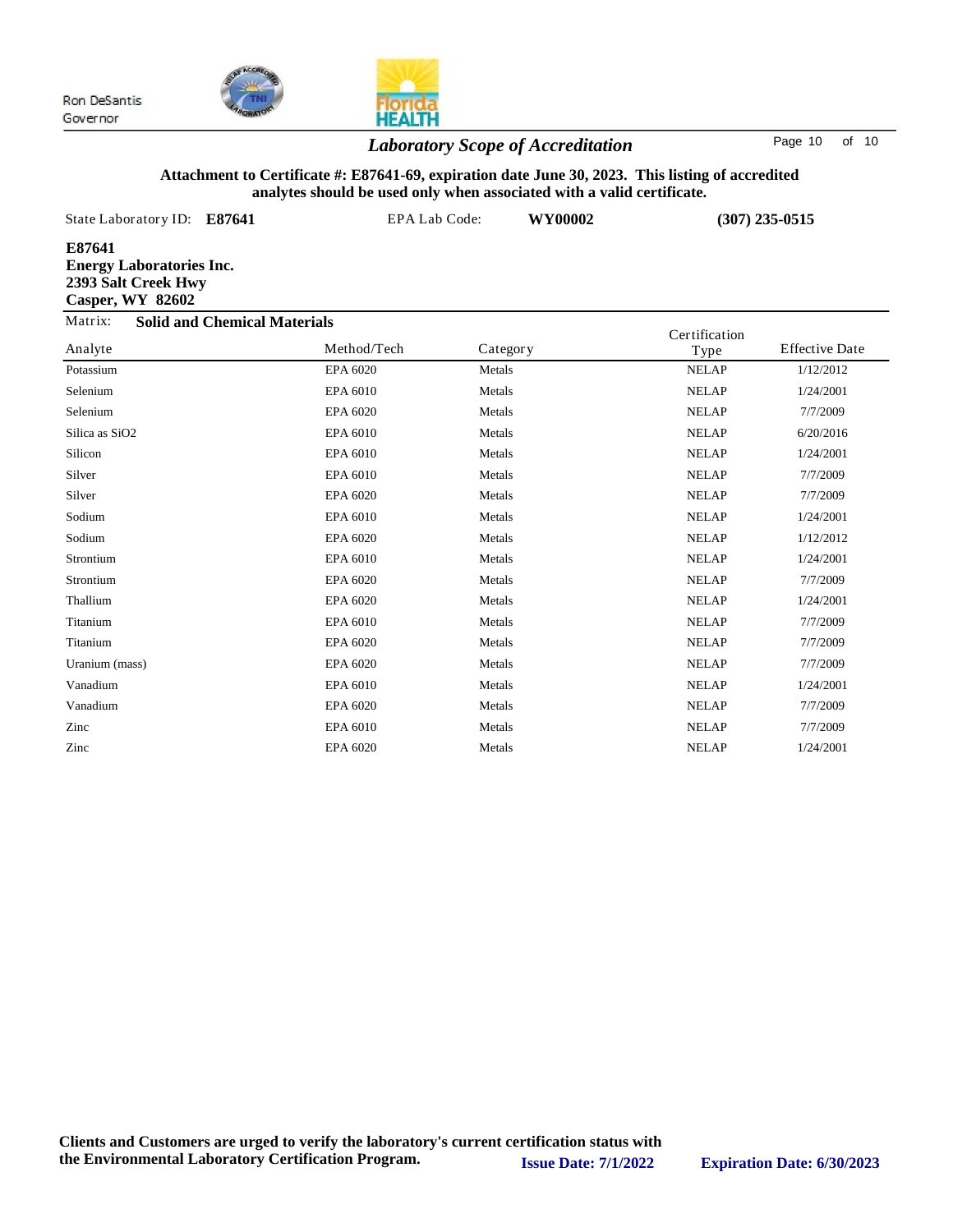Ron DeSantis
Governor

## Laboratory Scope of Accreditation

**Attachment to Certificate #: E87641-69, expiration date June 30, 2023. This listing of accredited analytes should be used only when associated with a valid certificate.**

State Laboratory ID: **E87641** EPA Lab Code: **WY00002** **(307) 235-0515**

**E87641**
**Energy Laboratories Inc.**
**2393 Salt Creek Hwy**
**Casper, WY 82602**

Matrix: **Solid and Chemical Materials**

| Analyte | Method/Tech | Category | Certification Type | Effective Date |
|---|---|---|---|---|
| Potassium | EPA 6020 | Metals | NELAP | 1/12/2012 |
| Selenium | EPA 6010 | Metals | NELAP | 1/24/2001 |
| Selenium | EPA 6020 | Metals | NELAP | 7/7/2009 |
| Silica as SiO2 | EPA 6010 | Metals | NELAP | 6/20/2016 |
| Silicon | EPA 6010 | Metals | NELAP | 1/24/2001 |
| Silver | EPA 6010 | Metals | NELAP | 7/7/2009 |
| Silver | EPA 6020 | Metals | NELAP | 7/7/2009 |
| Sodium | EPA 6010 | Metals | NELAP | 1/24/2001 |
| Sodium | EPA 6020 | Metals | NELAP | 1/12/2012 |
| Strontium | EPA 6010 | Metals | NELAP | 1/24/2001 |
| Strontium | EPA 6020 | Metals | NELAP | 7/7/2009 |
| Thallium | EPA 6020 | Metals | NELAP | 1/24/2001 |
| Titanium | EPA 6010 | Metals | NELAP | 7/7/2009 |
| Titanium | EPA 6020 | Metals | NELAP | 7/7/2009 |
| Uranium (mass) | EPA 6020 | Metals | NELAP | 7/7/2009 |
| Vanadium | EPA 6010 | Metals | NELAP | 1/24/2001 |
| Vanadium | EPA 6020 | Metals | NELAP | 7/7/2009 |
| Zinc | EPA 6010 | Metals | NELAP | 7/7/2009 |
| Zinc | EPA 6020 | Metals | NELAP | 1/24/2001 |

**Clients and Customers are urged to verify the laboratory's current certification status with the Environmental Laboratory Certification Program.**

**Issue Date: 7/1/2022** **Expiration Date: 6/30/2023**